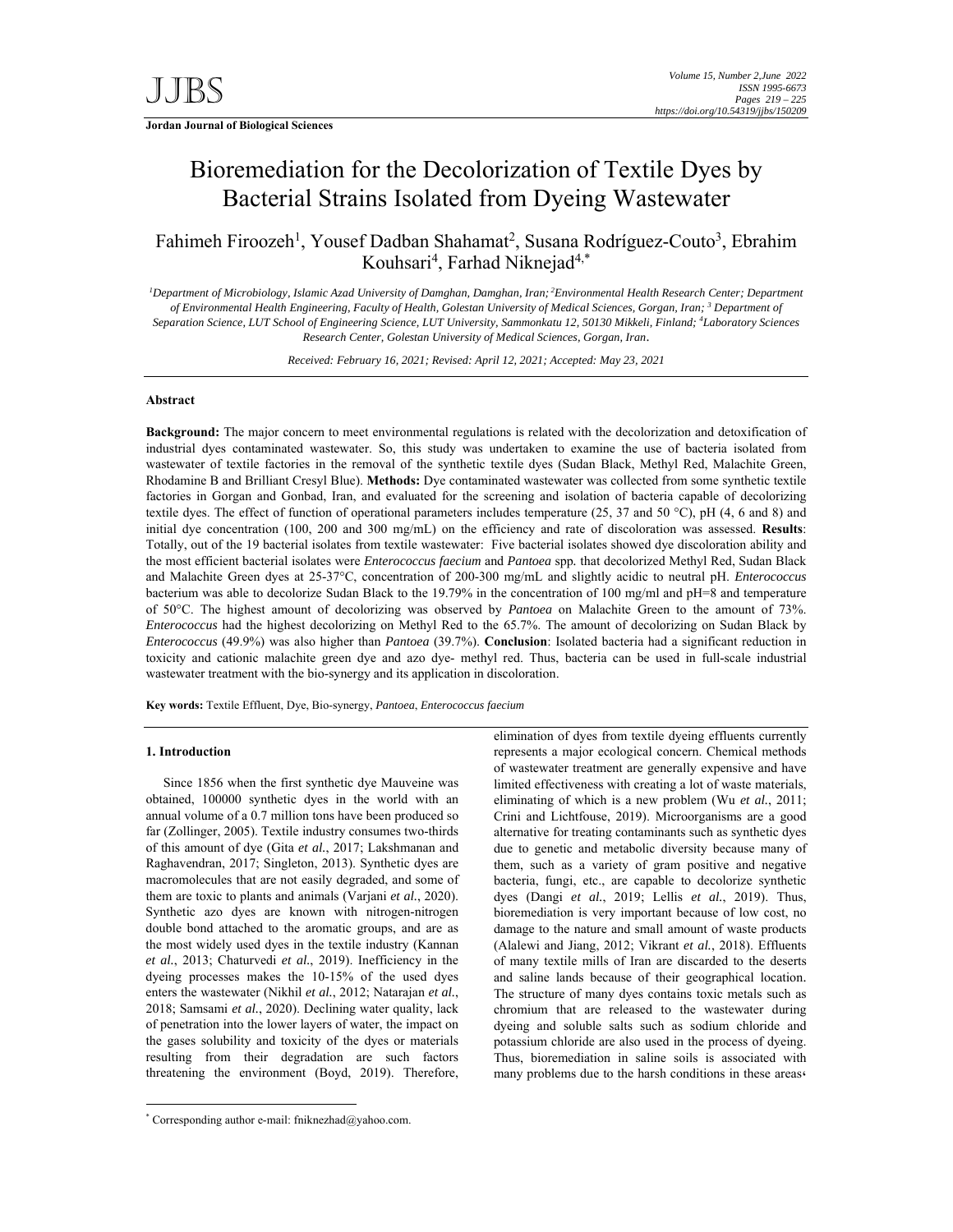**Jordan Journal of Biological Sciences**

# Bioremediation for the Decolorization of Textile Dyes by Bacterial Strains Isolated from Dyeing Wastewater

Fahimeh Firoozeh[1], Yousef Dadban Shahamat[2], Susana Rodríguez-Couto[3], Ebrahim Kouhsari[4], Farhad Niknejad[4,*]

*[1]Department of Microbiology, Islamic Azad University of Damghan, Damghan, Iran; [2]Environmental Health Research Center; Department of Environmental Health Engineering, Faculty of Health, Golestan University of Medical Sciences, Gorgan, Iran; [3] Department of Separation Science, LUT School of Engineering Science, LUT University, Sammonkatu 12, 50130 Mikkeli, Finland; [4]Laboratory Sciences Research Center, Golestan University of Medical Sciences, Gorgan, Iran.*

*Received: February 16, 2021; Revised: April 12, 2021; Accepted: May 23, 2021*

### Abstract

**Background:** The major concern to meet environmental regulations is related with the decolorization and detoxification of industrial dyes contaminated wastewater. So, this study was undertaken to examine the use of bacteria isolated from wastewater of textile factories in the removal of the synthetic textile dyes (Sudan Black, Methyl Red, Malachite Green, Rhodamine B and Brilliant Cresyl Blue). **Methods:** Dye contaminated wastewater was collected from some synthetic textile factories in Gorgan and Gonbad, Iran, and evaluated for the screening and isolation of bacteria capable of decolorizing textile dyes. The effect of function of operational parameters includes temperature (25, 37 and 50 °C), pH (4, 6 and 8) and initial dye concentration (100, 200 and 300 mg/mL) on the efficiency and rate of discoloration was assessed. **Results**: Totally, out of the 19 bacterial isolates from textile wastewater: Five bacterial isolates showed dye discoloration ability and the most efficient bacterial isolates were *Enterococcus faecium* and *Pantoea* spp. that decolorized Methyl Red, Sudan Black and Malachite Green dyes at 25-37°C, concentration of 200-300 mg/mL and slightly acidic to neutral pH. *Enterococcus* bacterium was able to decolorize Sudan Black to the 19.79% in the concentration of 100 mg/ml and pH=8 and temperature of 50°C. The highest amount of decolorizing was observed by *Pantoea* on Malachite Green to the amount of 73%. *Enterococcus* had the highest decolorizing on Methyl Red to the 65.7%. The amount of decolorizing on Sudan Black by *Enterococcus* (49.9%) was also higher than *Pantoea* (39.7%). **Conclusion**: Isolated bacteria had a significant reduction in toxicity and cationic malachite green dye and azo dye- methyl red. Thus, bacteria can be used in full-scale industrial wastewater treatment with the bio-synergy and its application in discoloration.

**Key words:** Textile Effluent, Dye, Bio-synergy, *Pantoea*, *Enterococcus faecium*

## 1. Introduction

Since 1856 when the first synthetic dye Mauveine was obtained, 100000 synthetic dyes in the world with an annual volume of a 0.7 million tons have been produced so far (Zollinger, 2005). Textile industry consumes two-thirds of this amount of dye (Gita *et al.*, 2017; Lakshmanan and Raghavendran, 2017; Singleton, 2013). Synthetic dyes are macromolecules that are not easily degraded, and some of them are toxic to plants and animals (Varjani *et al.*, 2020). Synthetic azo dyes are known with nitrogen-nitrogen double bond attached to the aromatic groups, and are as the most widely used dyes in the textile industry (Kannan *et al.*, 2013; Chaturvedi *et al.*, 2019). Inefficiency in the dyeing processes makes the 10-15% of the used dyes enters the wastewater (Nikhil *et al.*, 2012; Natarajan *et al.*, 2018; Samsami *et al.*, 2020). Declining water quality, lack of penetration into the lower layers of water, the impact on the gases solubility and toxicity of the dyes or materials resulting from their degradation are such factors threatening the environment (Boyd, 2019). Therefore, elimination of dyes from textile dyeing effluents currently represents a major ecological concern. Chemical methods of wastewater treatment are generally expensive and have limited effectiveness with creating a lot of waste materials, eliminating of which is a new problem (Wu *et al.*, 2011; Crini and Lichtfouse, 2019). Microorganisms are a good alternative for treating contaminants such as synthetic dyes due to genetic and metabolic diversity because many of them, such as a variety of gram positive and negative bacteria, fungi, etc., are capable to decolorize synthetic dyes (Dangi *et al.*, 2019; Lellis *et al.*, 2019). Thus, bioremediation is very important because of low cost, no damage to the nature and small amount of waste products (Alalewi and Jiang, 2012; Vikrant *et al.*, 2018). Effluents of many textile mills of Iran are discarded to the deserts and saline lands because of their geographical location. The structure of many dyes contains toxic metals such as chromium that are released to the wastewater during dyeing and soluble salts such as sodium chloride and potassium chloride are also used in the process of dyeing. Thus, bioremediation in saline soils is associated with many problems due to the harsh conditions in these areas،

[*] Corresponding author e-mail: fniknezhad@yahoo.com.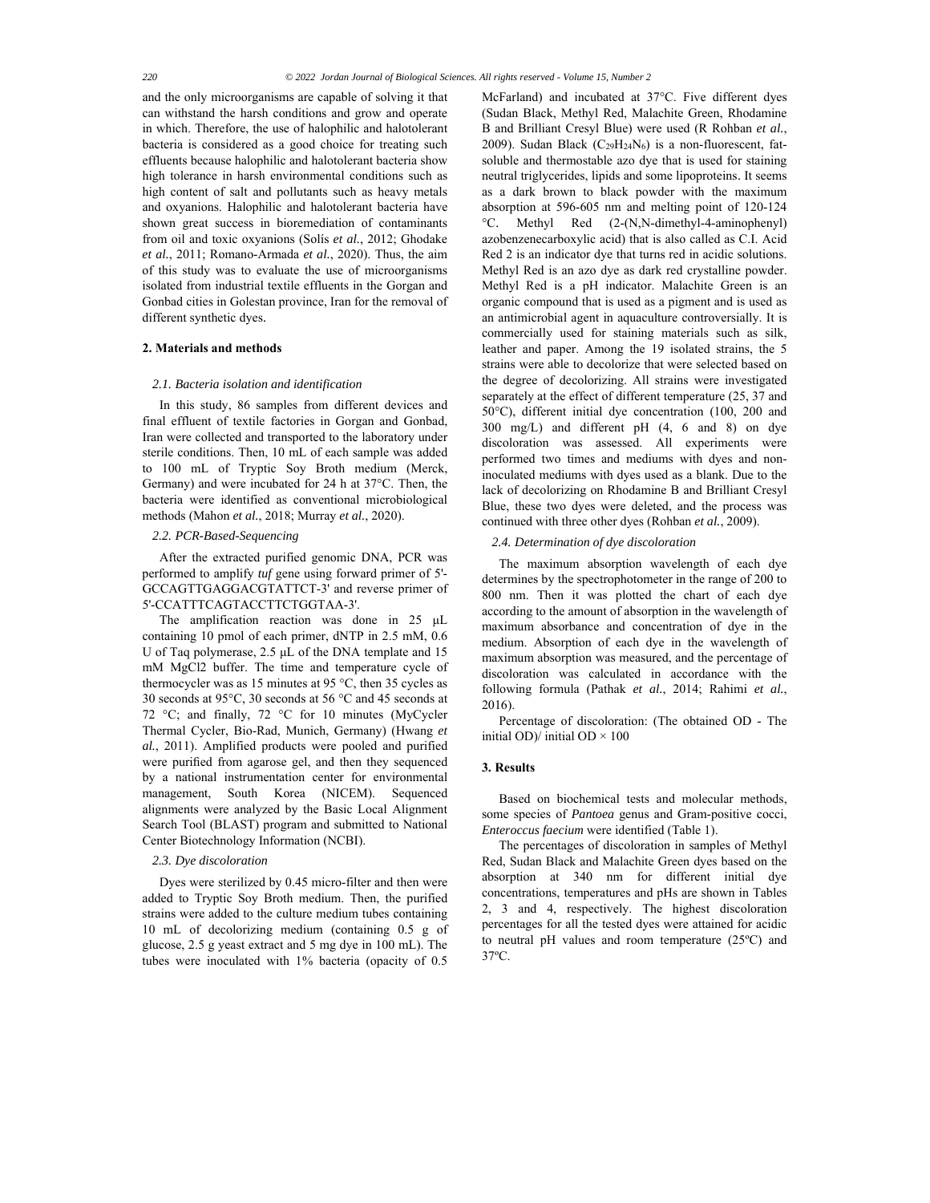and the only microorganisms are capable of solving it that can withstand the harsh conditions and grow and operate in which. Therefore, the use of halophilic and halotolerant bacteria is considered as a good choice for treating such effluents because halophilic and halotolerant bacteria show high tolerance in harsh environmental conditions such as high content of salt and pollutants such as heavy metals and oxyanions. Halophilic and halotolerant bacteria have shown great success in bioremediation of contaminants from oil and toxic oxyanions (Solís *et al.*, 2012; Ghodake *et al.*, 2011; Romano-Armada *et al.*, 2020). Thus, the aim of this study was to evaluate the use of microorganisms isolated from industrial textile effluents in the Gorgan and Gonbad cities in Golestan province, Iran for the removal of different synthetic dyes.

## 2. Materials and methods

### 2.1. Bacteria isolation and identification

In this study, 86 samples from different devices and final effluent of textile factories in Gorgan and Gonbad, Iran were collected and transported to the laboratory under sterile conditions. Then, 10 mL of each sample was added to 100 mL of Tryptic Soy Broth medium (Merck, Germany) and were incubated for 24 h at 37°C. Then, the bacteria were identified as conventional microbiological methods (Mahon *et al.*, 2018; Murray *et al.*, 2020).

### 2.2. PCR-Based-Sequencing

After the extracted purified genomic DNA, PCR was performed to amplify *tuf* gene using forward primer of 5'-GCCAGTTGAGGACGTATTCT-3' and reverse primer of 5'-CCATTTCAGTACCTTCTGGTAA-3'.

The amplification reaction was done in 25 µL containing 10 pmol of each primer, dNTP in 2.5 mM, 0.6 U of Taq polymerase, 2.5 µL of the DNA template and 15 mM MgCl2 buffer. The time and temperature cycle of thermocycler was as 15 minutes at 95 °C, then 35 cycles as 30 seconds at 95°C, 30 seconds at 56 °C and 45 seconds at 72 °C; and finally, 72 °C for 10 minutes (MyCycler Thermal Cycler, Bio-Rad, Munich, Germany) (Hwang *et al.*, 2011). Amplified products were pooled and purified were purified from agarose gel, and then they sequenced by a national instrumentation center for environmental management, South Korea (NICEM). Sequenced alignments were analyzed by the Basic Local Alignment Search Tool (BLAST) program and submitted to National Center Biotechnology Information (NCBI).

### 2.3. Dye discoloration

Dyes were sterilized by 0.45 micro-filter and then were added to Tryptic Soy Broth medium. Then, the purified strains were added to the culture medium tubes containing 10 mL of decolorizing medium (containing 0.5 g of glucose, 2.5 g yeast extract and 5 mg dye in 100 mL). The tubes were inoculated with 1% bacteria (opacity of 0.5 McFarland) and incubated at 37°C. Five different dyes (Sudan Black, Methyl Red, Malachite Green, Rhodamine B and Brilliant Cresyl Blue) were used (R Rohban *et al.*, 2009). Sudan Black ($C_{29}H_{24}N_6$) is a non-fluorescent, fat-soluble and thermostable azo dye that is used for staining neutral triglycerides, lipids and some lipoproteins. It seems as a dark brown to black powder with the maximum absorption at 596-605 nm and melting point of 120-124 °C. Methyl Red (2-(N,N-dimethyl-4-aminophenyl) azobenzenecarboxylic acid) that is also called as C.I. Acid Red 2 is an indicator dye that turns red in acidic solutions. Methyl Red is an azo dye as dark red crystalline powder. Methyl Red is a pH indicator. Malachite Green is an organic compound that is used as a pigment and is used as an antimicrobial agent in aquaculture controversially. It is commercially used for staining materials such as silk, leather and paper. Among the 19 isolated strains, the 5 strains were able to decolorize that were selected based on the degree of decolorizing. All strains were investigated separately at the effect of different temperature (25, 37 and 50°C), different initial dye concentration (100, 200 and 300 mg/L) and different pH (4, 6 and 8) on dye discoloration was assessed. All experiments were performed two times and mediums with dyes and non-inoculated mediums with dyes used as a blank. Due to the lack of decolorizing on Rhodamine B and Brilliant Cresyl Blue, these two dyes were deleted, and the process was continued with three other dyes (Rohban *et al.*, 2009).

### 2.4. Determination of dye discoloration

The maximum absorption wavelength of each dye determines by the spectrophotometer in the range of 200 to 800 nm. Then it was plotted the chart of each dye according to the amount of absorption in the wavelength of maximum absorbance and concentration of dye in the medium. Absorption of each dye in the wavelength of maximum absorption was measured, and the percentage of discoloration was calculated in accordance with the following formula (Pathak *et al.*, 2014; Rahimi *et al.*, 2016).

Percentage of discoloration: (The obtained OD - The initial OD)/ initial OD × 100

## 3. Results

Based on biochemical tests and molecular methods, some species of *Pantoea* genus and Gram-positive cocci, *Enteroccus faecium* were identified (Table 1).

The percentages of discoloration in samples of Methyl Red, Sudan Black and Malachite Green dyes based on the absorption at 340 nm for different initial dye concentrations, temperatures and pHs are shown in Tables 2, 3 and 4, respectively. The highest discoloration percentages for all the tested dyes were attained for acidic to neutral pH values and room temperature (25ºC) and 37ºC.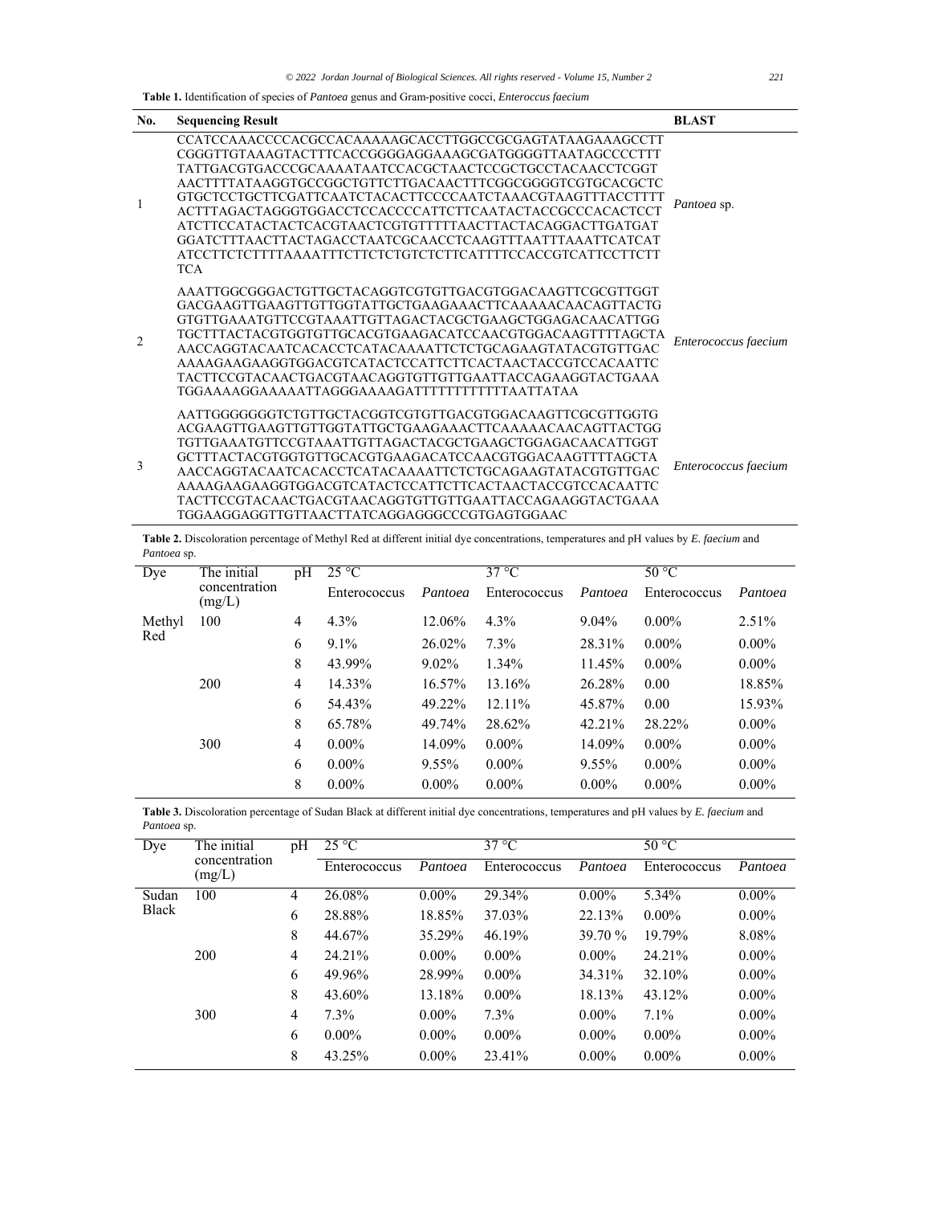**Table 1.** Identification of species of *Pantoea* genus and Gram-positive cocci, *Enterocccus faecium*

| No. | Sequencing Result | BLAST |
|---|---|---|
| 1 | CCATCCAAACCCCACGCCACAAAAAGCACCTTGGCCGCGAGTATAAGAAAGCCTT CGGGTTGTAAAGTACTTTCACCGGGGAGGAAAGCGATGGGGTTAATAGCCCCTTT TATTGACGTGACCCGCAAAATAATCCACGCTAACTCCGCTGCCTACAACCTCGGT AACTTTTATAAGGTGCCGGCTGTTCTTGACAACTTTCGGCGGGGTCGTGCACGCTC GTGCTCCTGCTTCGATTCAATCTACACTTCCCCAATCTAAACGTAAGTTTACCTTTT ACTTTAGACTAGGGTGGACCTCCACCCCATTCTTCAATACTACCGCCCACACTCCT ATCTTCCATACTACTCACGTAACTCGTGTTTTTAACTTACTACAGGACTTGATGAT GGATCTTTAACTTACTAGACCTAATCGCAACCTCAAGTTTAATTTAAATTCATCAT ATCCTTCTCTTTTAAAATTTCTTCTCTGTCTCTTCATTTTCCACCGTCATTCCTTCTT TCA | *Pantoea* sp. |
| 2 | AAATTGGCGGGACTGTTGCTACAGGTCGTGTTGACGTGGACAAGTTCGCGTTGGT GACGAAGTTGAAGTTGTTGGTATTGCTGAAGAAACTTCAAAAACAACAGTTACTG GTGTTGAAATGTTCCGTAAATTGTTAGACTACGCTGAAGCTGGAGACAACATTGG TGCTTTACTACGTGGTGTTGCACGTGAAGACATCCAACGTGGACAAGTTTTAGCTA AACCAGGTACAATCACACCTCATACAAAATTCTCTGCAGAAGTATACGTGTTGAC AAAAGAAGAAGGTGGACGTCATACTCCATTCTTCACTAACTACCGTCCACAATTC TACTTCCGTACAACTGACGTAACAGGTGTTGTTGAATTACCAGAAGGTACTGAAA TGGAAAAGGAAAAATTAGGGAAAAGATTTTTTTTTTTTAATTATAA | *Enterococcus faecium* |
| 3 | AATTGGGGGGGTCTGTTGCTACGGTCGTGTTGACGTGGACAAGTTCGCGTTGGTG ACGAAGTTGAAGTTGTTGGTATTGCTGAAGAAACTTCAAAAACAACAGTTACTGG TGTTGAAATGTTCCGTAAATTGTTAGACTACGCTGAAGCTGGAGACAACATTGGT GCTTTACTACGTGGTGTTGCACGTGAAGACATCCAACGTGGACAAGTTTTAGCTA AACCAGGTACAATCACACCTCATACAAAATTCTCTGCAGAAGTATACGTGTTGAC AAAAGAAGAAGGTGGACGTCATACTCCATTCTTCACTAACTACCGTCCACAATTC TACTTCCGTACAACTGACGTAACAGGTGTTGTTGAATTACCAGAAGGTACTGAAA TGGAAGGAGGTTGTTAACTTATCAGGAGGGCCCGTGAGTGGAAC | *Enterococcus faecium* |

**Table 2.** Discoloration percentage of Methyl Red at different initial dye concentrations, temperatures and pH values by *E. faecium* and *Pantoea* sp.

| Dye | The initial concentration (mg/L) | pH | 25 °C | | 37 °C | | 50 °C | |
|---|---|---|---|---|---|---|---|---|
| | | | Enterococcus | *Pantoea* | Enterococcus | *Pantoea* | Enterococcus | *Pantoea* |
| Methyl Red | 100 | 4 | 4.3% | 12.06% | 4.3% | 9.04% | 0.00% | 2.51% |
| | | 6 | 9.1% | 26.02% | 7.3% | 28.31% | 0.00% | 0.00% |
| | | 8 | 43.99% | 9.02% | 1.34% | 11.45% | 0.00% | 0.00% |
| | 200 | 4 | 14.33% | 16.57% | 13.16% | 26.28% | 0.00 | 18.85% |
| | | 6 | 54.43% | 49.22% | 12.11% | 45.87% | 0.00 | 15.93% |
| | | 8 | 65.78% | 49.74% | 28.62% | 42.21% | 28.22% | 0.00% |
| | 300 | 4 | 0.00% | 14.09% | 0.00% | 14.09% | 0.00% | 0.00% |
| | | 6 | 0.00% | 9.55% | 0.00% | 9.55% | 0.00% | 0.00% |
| | | 8 | 0.00% | 0.00% | 0.00% | 0.00% | 0.00% | 0.00% |

**Table 3.** Discoloration percentage of Sudan Black at different initial dye concentrations, temperatures and pH values by *E. faecium* and *Pantoea* sp.

| Dye | The initial concentration (mg/L) | pH | 25 °C | | 37 °C | | 50 °C | |
|---|---|---|---|---|---|---|---|---|
| | | | Enterococcus | *Pantoea* | Enterococcus | *Pantoea* | Enterococcus | *Pantoea* |
| Sudan Black | 100 | 4 | 26.08% | 0.00% | 29.34% | 0.00% | 5.34% | 0.00% |
| | | 6 | 28.88% | 18.85% | 37.03% | 22.13% | 0.00% | 0.00% |
| | | 8 | 44.67% | 35.29% | 46.19% | 39.70 % | 19.79% | 8.08% |
| | 200 | 4 | 24.21% | 0.00% | 0.00% | 0.00% | 24.21% | 0.00% |
| | | 6 | 49.96% | 28.99% | 0.00% | 34.31% | 32.10% | 0.00% |
| | | 8 | 43.60% | 13.18% | 0.00% | 18.13% | 43.12% | 0.00% |
| | 300 | 4 | 7.3% | 0.00% | 7.3% | 0.00% | 7.1% | 0.00% |
| | | 6 | 0.00% | 0.00% | 0.00% | 0.00% | 0.00% | 0.00% |
| | | 8 | 43.25% | 0.00% | 23.41% | 0.00% | 0.00% | 0.00% |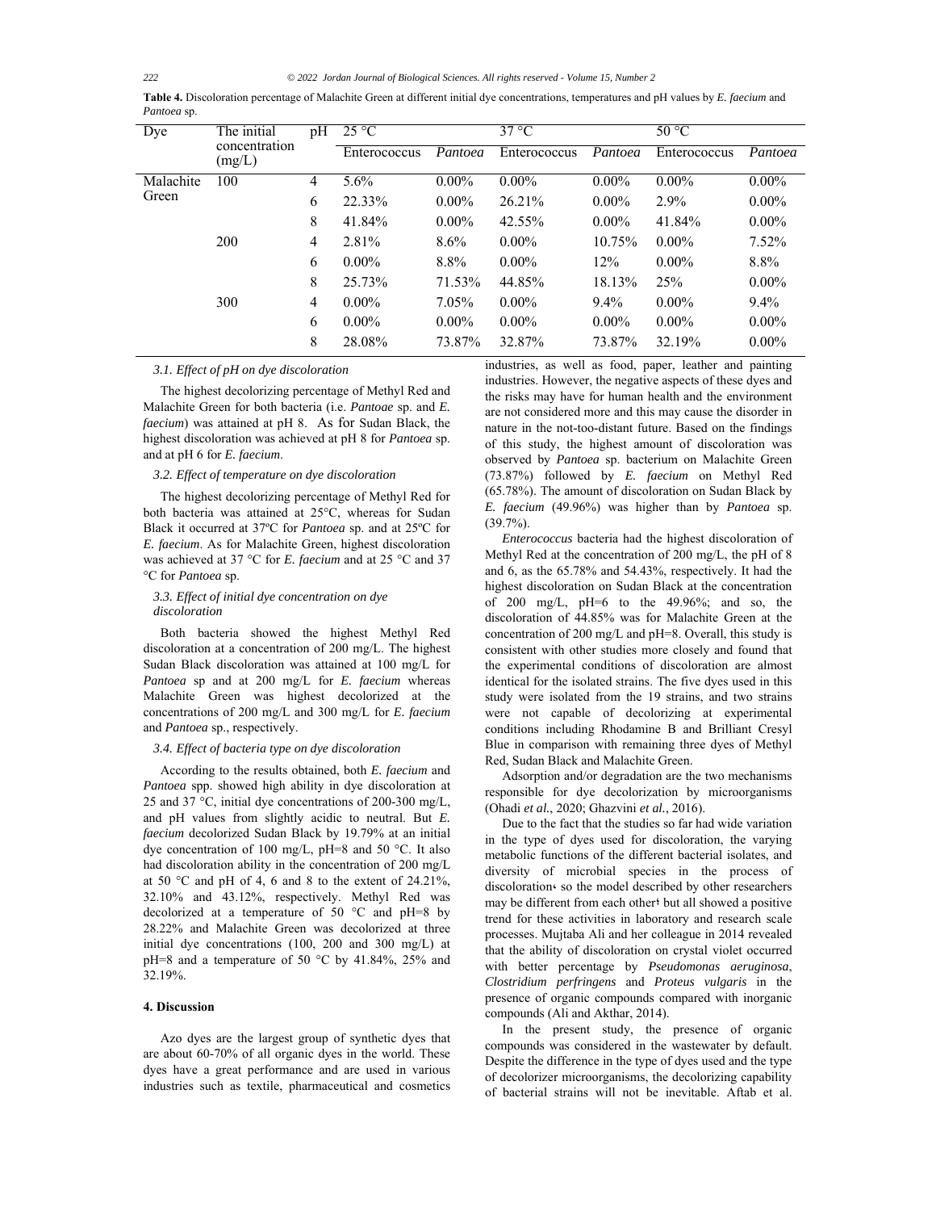**Table 4.** Discoloration percentage of Malachite Green at different initial dye concentrations, temperatures and pH values by *E. faecium* and *Pantoea* sp.

| Dye | The initial concentration (mg/L) | pH | 25 °C | | 37 °C | | 50 °C | |
|---|---|---|---|---|---|---|---|---|
| | | | Enterococcus | *Pantoea* | Enterococcus | *Pantoea* | Enterococcus | *Pantoea* |
| Malachite Green | 100 | 4 | 5.6% | 0.00% | 0.00% | 0.00% | 0.00% | 0.00% |
| | | 6 | 22.33% | 0.00% | 26.21% | 0.00% | 2.9% | 0.00% |
| | | 8 | 41.84% | 0.00% | 42.55% | 0.00% | 41.84% | 0.00% |
| | 200 | 4 | 2.81% | 8.6% | 0.00% | 10.75% | 0.00% | 7.52% |
| | | 6 | 0.00% | 8.8% | 0.00% | 12% | 0.00% | 8.8% |
| | | 8 | 25.73% | 71.53% | 44.85% | 18.13% | 25% | 0.00% |
| | 300 | 4 | 0.00% | 7.05% | 0.00% | 9.4% | 0.00% | 9.4% |
| | | 6 | 0.00% | 0.00% | 0.00% | 0.00% | 0.00% | 0.00% |
| | | 8 | 28.08% | 73.87% | 32.87% | 73.87% | 32.19% | 0.00% |

### 3.1. Effect of pH on dye discoloration

The highest decolorizing percentage of Methyl Red and Malachite Green for both bacteria (i.e. *Pantoae* sp. and *E. faecium*) was attained at pH 8. As for Sudan Black, the highest discoloration was achieved at pH 8 for *Pantoea* sp. and at pH 6 for *E. faecium*.

### 3.2. Effect of temperature on dye discoloration

The highest decolorizing percentage of Methyl Red for both bacteria was attained at 25°C, whereas for Sudan Black it occurred at 37ºC for *Pantoea* sp. and at 25ºC for *E. faecium*. As for Malachite Green, highest discoloration was achieved at 37 °C for *E. faecium* and at 25 °C and 37 °C for *Pantoea* sp.

### 3.3. Effect of initial dye concentration on dye discoloration

Both bacteria showed the highest Methyl Red discoloration at a concentration of 200 mg/L. The highest Sudan Black discoloration was attained at 100 mg/L for *Pantoea* sp and at 200 mg/L for *E. faecium* whereas Malachite Green was highest decolorized at the concentrations of 200 mg/L and 300 mg/L for *E. faecium* and *Pantoea* sp., respectively.

### 3.4. Effect of bacteria type on dye discoloration

According to the results obtained, both *E. faecium* and *Pantoea* spp. showed high ability in dye discoloration at 25 and 37 °C, initial dye concentrations of 200-300 mg/L, and pH values from slightly acidic to neutral. But *E. faecium* decolorized Sudan Black by 19.79% at an initial dye concentration of 100 mg/L, pH=8 and 50 °C. It also had discoloration ability in the concentration of 200 mg/L at 50 °C and pH of 4, 6 and 8 to the extent of 24.21%, 32.10% and 43.12%, respectively. Methyl Red was decolorized at a temperature of 50 °C and pH=8 by 28.22% and Malachite Green was decolorized at three initial dye concentrations (100, 200 and 300 mg/L) at pH=8 and a temperature of 50 °C by 41.84%, 25% and 32.19%.

## 4. Discussion

Azo dyes are the largest group of synthetic dyes that are about 60-70% of all organic dyes in the world. These dyes have a great performance and are used in various industries such as textile, pharmaceutical and cosmetics industries, as well as food, paper, leather and painting industries. However, the negative aspects of these dyes and the risks may have for human health and the environment are not considered more and this may cause the disorder in nature in the not-too-distant future. Based on the findings of this study, the highest amount of discoloration was observed by *Pantoea* sp. bacterium on Malachite Green (73.87%) followed by *E. faecium* on Methyl Red (65.78%). The amount of discoloration on Sudan Black by *E. faecium* (49.96%) was higher than by *Pantoea* sp. (39.7%).

*Enterococcus* bacteria had the highest discoloration of Methyl Red at the concentration of 200 mg/L, the pH of 8 and 6, as the 65.78% and 54.43%, respectively. It had the highest discoloration on Sudan Black at the concentration of 200 mg/L, pH=6 to the 49.96%; and so, the discoloration of 44.85% was for Malachite Green at the concentration of 200 mg/L and pH=8. Overall, this study is consistent with other studies more closely and found that the experimental conditions of discoloration are almost identical for the isolated strains. The five dyes used in this study were isolated from the 19 strains, and two strains were not capable of decolorizing at experimental conditions including Rhodamine B and Brilliant Cresyl Blue in comparison with remaining three dyes of Methyl Red, Sudan Black and Malachite Green.

Adsorption and/or degradation are the two mechanisms responsible for dye decolorization by microorganisms (Ohadi *et al.*, 2020; Ghazvini *et al.*, 2016).

Due to the fact that the studies so far had wide variation in the type of dyes used for discoloration, the varying metabolic functions of the different bacterial isolates, and diversity of microbial species in the process of discoloration، so the model described by other researchers may be different from each other؛ but all showed a positive trend for these activities in laboratory and research scale processes. Mujtaba Ali and her colleague in 2014 revealed that the ability of discoloration on crystal violet occurred with better percentage by *Pseudomonas aeruginosa*, *Clostridium perfringens* and *Proteus vulgaris* in the presence of organic compounds compared with inorganic compounds (Ali and Akthar, 2014).

In the present study, the presence of organic compounds was considered in the wastewater by default. Despite the difference in the type of dyes used and the type of decolorizer microorganisms, the decolorizing capability of bacterial strains will not be inevitable. Aftab et al.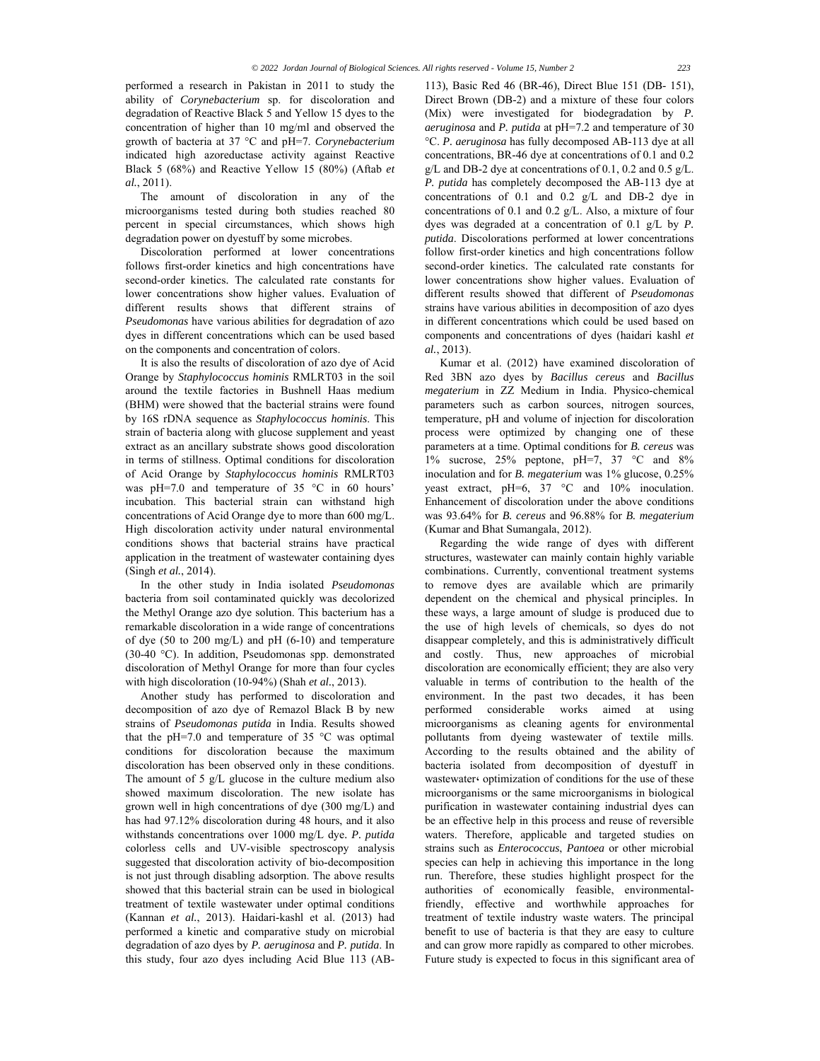performed a research in Pakistan in 2011 to study the ability of *Corynebacterium* sp. for discoloration and degradation of Reactive Black 5 and Yellow 15 dyes to the concentration of higher than 10 mg/ml and observed the growth of bacteria at 37 °C and pH=7. *Corynebacterium* indicated high azoreductase activity against Reactive Black 5 (68%) and Reactive Yellow 15 (80%) (Aftab *et al.*, 2011).

The amount of discoloration in any of the microorganisms tested during both studies reached 80 percent in special circumstances, which shows high degradation power on dyestuff by some microbes.

Discoloration performed at lower concentrations follows first-order kinetics and high concentrations have second-order kinetics. The calculated rate constants for lower concentrations show higher values. Evaluation of different results shows that different strains of *Pseudomonas* have various abilities for degradation of azo dyes in different concentrations which can be used based on the components and concentration of colors.

It is also the results of discoloration of azo dye of Acid Orange by *Staphylococcus hominis* RMLRT03 in the soil around the textile factories in Bushnell Haas medium (BHM) were showed that the bacterial strains were found by 16S rDNA sequence as *Staphylococcus hominis*. This strain of bacteria along with glucose supplement and yeast extract as an ancillary substrate shows good discoloration in terms of stillness. Optimal conditions for discoloration of Acid Orange by *Staphylococcus hominis* RMLRT03 was pH=7.0 and temperature of 35 °C in 60 hours' incubation. This bacterial strain can withstand high concentrations of Acid Orange dye to more than 600 mg/L. High discoloration activity under natural environmental conditions shows that bacterial strains have practical application in the treatment of wastewater containing dyes (Singh *et al.*, 2014).

In the other study in India isolated *Pseudomonas* bacteria from soil contaminated quickly was decolorized the Methyl Orange azo dye solution. This bacterium has a remarkable discoloration in a wide range of concentrations of dye (50 to 200 mg/L) and pH (6-10) and temperature (30-40 °C). In addition, Pseudomonas spp. demonstrated discoloration of Methyl Orange for more than four cycles with high discoloration (10-94%) (Shah *et al.*, 2013).

Another study has performed to discoloration and decomposition of azo dye of Remazol Black B by new strains of *Pseudomonas putida* in India. Results showed that the pH=7.0 and temperature of 35 °C was optimal conditions for discoloration because the maximum discoloration has been observed only in these conditions. The amount of 5 g/L glucose in the culture medium also showed maximum discoloration. The new isolate has grown well in high concentrations of dye (300 mg/L) and has had 97.12% discoloration during 48 hours, and it also withstands concentrations over 1000 mg/L dye. *P. putida* colorless cells and UV-visible spectroscopy analysis suggested that discoloration activity of bio-decomposition is not just through disabling adsorption. The above results showed that this bacterial strain can be used in biological treatment of textile wastewater under optimal conditions (Kannan *et al.*, 2013). Haidari-kashl et al. (2013) had performed a kinetic and comparative study on microbial degradation of azo dyes by *P. aeruginosa* and *P. putida*. In this study, four azo dyes including Acid Blue 113 (AB-113), Basic Red 46 (BR-46), Direct Blue 151 (DB- 151), Direct Brown (DB-2) and a mixture of these four colors (Mix) were investigated for biodegradation by *P. aeruginosa* and *P. putida* at pH=7.2 and temperature of 30 °C. *P. aeruginosa* has fully decomposed AB-113 dye at all concentrations, BR-46 dye at concentrations of 0.1 and 0.2 g/L and DB-2 dye at concentrations of 0.1, 0.2 and 0.5 g/L. *P. putida* has completely decomposed the AB-113 dye at concentrations of 0.1 and 0.2 g/L and DB-2 dye in concentrations of 0.1 and 0.2 g/L. Also, a mixture of four dyes was degraded at a concentration of 0.1 g/L by *P. putida*. Discolorations performed at lower concentrations follow first-order kinetics and high concentrations follow second-order kinetics. The calculated rate constants for lower concentrations show higher values. Evaluation of different results showed that different of *Pseudomonas* strains have various abilities in decomposition of azo dyes in different concentrations which could be used based on components and concentrations of dyes (haidari kashl *et al.*, 2013).

Kumar et al. (2012) have examined discoloration of Red 3BN azo dyes by *Bacillus cereus* and *Bacillus megaterium* in ZZ Medium in India. Physico-chemical parameters such as carbon sources, nitrogen sources, temperature, pH and volume of injection for discoloration process were optimized by changing one of these parameters at a time. Optimal conditions for *B. cereus* was 1% sucrose, 25% peptone, pH=7, 37 °C and 8% inoculation and for *B. megaterium* was 1% glucose, 0.25% yeast extract, pH=6, 37 °C and 10% inoculation. Enhancement of discoloration under the above conditions was 93.64% for *B. cereus* and 96.88% for *B. megaterium* (Kumar and Bhat Sumangala, 2012).

Regarding the wide range of dyes with different structures, wastewater can mainly contain highly variable combinations. Currently, conventional treatment systems to remove dyes are available which are primarily dependent on the chemical and physical principles. In these ways, a large amount of sludge is produced due to the use of high levels of chemicals, so dyes do not disappear completely, and this is administratively difficult and costly. Thus, new approaches of microbial discoloration are economically efficient; they are also very valuable in terms of contribution to the health of the environment. In the past two decades, it has been performed considerable works aimed at using microorganisms as cleaning agents for environmental pollutants from dyeing wastewater of textile mills. According to the results obtained and the ability of bacteria isolated from decomposition of dyestuff in wastewater، optimization of conditions for the use of these microorganisms or the same microorganisms in biological purification in wastewater containing industrial dyes can be an effective help in this process and reuse of reversible waters. Therefore, applicable and targeted studies on strains such as *Enterococcus*, *Pantoea* or other microbial species can help in achieving this importance in the long run. Therefore, these studies highlight prospect for the authorities of economically feasible, environmental-friendly, effective and worthwhile approaches for treatment of textile industry waste waters. The principal benefit to use of bacteria is that they are easy to culture and can grow more rapidly as compared to other microbes. Future study is expected to focus in this significant area of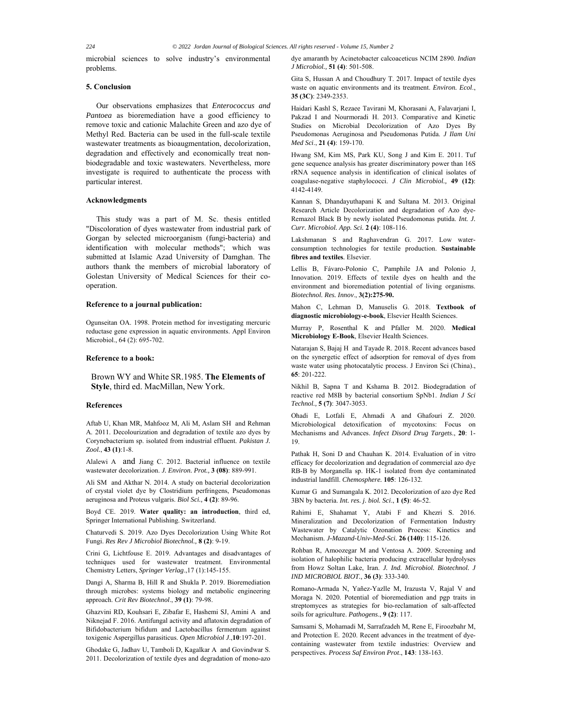microbial sciences to solve industry's environmental problems.

### 5. Conclusion

Our observations emphasizes that *Enterococcus and Pantoea* as bioremediation have a good efficiency to remove toxic and cationic Malachite Green and azo dye of Methyl Red. Bacteria can be used in the full-scale textile wastewater treatments as bioaugmentation, decolorization, degradation and effectively and economically treat non-biodegradable and toxic wastewaters. Nevertheless, more investigate is required to authenticate the process with particular interest.

### Acknowledgments

This study was a part of M. Sc. thesis entitled "Discoloration of dyes wastewater from industrial park of Gorgan by selected microorganism (fungi-bacteria) and identification with molecular methods"; which was submitted at Islamic Azad University of Damghan. The authors thank the members of microbial laboratory of Golestan University of Medical Sciences for their co-operation.

### Reference to a journal publication:

Ogunseitan OA. 1998. Protein method for investigating mercuric reductase gene expression in aquatic environments. Appl Environ Microbiol., 64 (2): 695-702.

### Reference to a book:

Brown WY and White SR.1985. **The Elements of Style**, third ed. MacMillan, New York.

### References

Aftab U, Khan MR, Mahfooz M, Ali M, Aslam SH and Rehman A. 2011. Decolourization and degradation of textile azo dyes by Corynebacterium sp. isolated from industrial effluent. *Pakistan J. Zool.*, **43 (1)**:1-8.

Alalewi A and Jiang C. 2012. Bacterial influence on textile wastewater decolorization. *J. Environ. Prot.,* **3 (08)**: 889-991.

Ali SM and Akthar N. 2014. A study on bacterial decolorization of crystal violet dye by Clostridium perfringens, Pseudomonas aeruginosa and Proteus vulgaris. *Biol Sci.,* **4 (2)**: 89-96.

Boyd CE. 2019. **Water quality: an introduction**, third ed, Springer International Publishing. Switzerland.

Chaturvedi S. 2019. Azo Dyes Decolorization Using White Rot Fungi. *Res Rev J Microbiol Biotechnol.,* **8 (2)**: 9-19.

Crini G, Lichtfouse E. 2019. Advantages and disadvantages of techniques used for wastewater treatment. Environmental Chemistry Letters, *Springer Verlag*.,17 (1):145-155.

Dangi A, Sharma B, Hill R and Shukla P. 2019. Bioremediation through microbes: systems biology and metabolic engineering approach. *Crit Rev Biotechnol*., **39 (1)**: 79-98.

Ghazvini RD, Kouhsari E, Zibafar E, Hashemi SJ, Amini A and Niknejad F. 2016. Antifungal activity and aflatoxin degradation of Bifidobacterium bifidum and Lactobacillus fermentum against toxigenic Aspergillus parasiticus. *Open Microbiol J*.,**10**:197-201.

Ghodake G, Jadhav U, Tamboli D, Kagalkar A and Govindwar S. 2011. Decolorization of textile dyes and degradation of mono-azo dye amaranth by Acinetobacter calcoaceticus NCIM 2890. *Indian J Microbiol.*, **51 (4)**: 501-508.

Gita S, Hussan A and Choudhury T. 2017. Impact of textile dyes waste on aquatic environments and its treatment. *Environ. Ecol*., **35 (3C)**: 2349-2353.

Haidari Kashl S, Rezaee Tavirani M, Khorasani A, Falavarjani I, Pakzad I and Nourmoradi H. 2013. Comparative and Kinetic Studies on Microbial Decolorization of Azo Dyes By Pseudomonas Aeruginosa and Pseudomonas Putida. *J Ilam Uni Med Sci*., **21 (4)**: 159-170.

Hwang SM, Kim MS, Park KU, Song J and Kim E. 2011. Tuf gene sequence analysis has greater discriminatory power than 16S rRNA sequence analysis in identification of clinical isolates of coagulase-negative staphylococci. *J Clin Microbiol.,* **49 (12)**: 4142-4149.

Kannan S, Dhandayuthapani K and Sultana M. 2013. Original Research Article Decolorization and degradation of Azo dye-Remazol Black B by newly isolated Pseudomonas putida. *Int. J. Curr. Microbiol. App. Sci.* **2 (4)**: 108-116.

Lakshmanan S and Raghavendran G. 2017. Low water-consumption technologies for textile production. **Sustainable fibres and textiles**. Elsevier.

Lellis B, Fávaro-Polonio C, Pamphile JA and Polonio J, Innovation. 2019. Effects of textile dyes on health and the environment and bioremediation potential of living organisms. *Biotechnol. Res. Innov*., **3(2):275-90.**

Mahon C, Lehman D, Manuselis G. 2018. **Textbook of diagnostic microbiology-e-book**, Elsevier Health Sciences.

Murray P, Rosenthal K and Pfaller M. 2020. **Medical Microbiology E-Book**, Elsevier Health Sciences.

Natarajan S, Bajaj H and Tayade R. 2018. Recent advances based on the synergetic effect of adsorption for removal of dyes from waste water using photocatalytic process. J Environ Sci (China)., **65**: 201-222.

Nikhil B, Sapna T and Kshama B. 2012. Biodegradation of reactive red M8B by bacterial consortium SpNb1. *Indian J Sci Technol.,* **5 (7)**: 3047-3053.

Ohadi E, Lotfali E, Ahmadi A and Ghafouri Z. 2020. Microbiological detoxification of mycotoxins: Focus on Mechanisms and Advances. *Infect Disord Drug Targets*., **20**: 1-19.

Pathak H, Soni D and Chauhan K. 2014. Evaluation of in vitro efficacy for decolorization and degradation of commercial azo dye RB-B by Morganella sp. HK-1 isolated from dye contaminated industrial landfill. *Chemosphere.* **105**: 126-132.

Kumar G and Sumangala K. 2012. Decolorization of azo dye Red 3BN by bacteria. *Int. res. j. biol. Sci*., **1 (5)**: 46-52.

Rahimi E, Shahamat Y, Atabi F and Khezri S. 2016. Mineralization and Decolorization of Fermentation Industry Wastewater by Catalytic Ozonation Process: Kinetics and Mechanism. *J-Mazand-Univ-Med-Sci.* **26 (140)**: 115-126.

Rohban R, Amoozegar M and Ventosa A. 2009. Screening and isolation of halophilic bacteria producing extracellular hydrolyses from Howz Soltan Lake, Iran. *J. Ind. Microbiol. Biotechnol. J IND MICROBIOL BIOT.,* **36 (3)**: 333-340.

Romano-Armada N, Yañez-Yazlle M, Irazusta V, Rajal V and Moraga N. 2020. Potential of bioremediation and pgp traits in streptomyces as strategies for bio-reclamation of salt-affected soils for agriculture. *Pathogens*., **9 (2)**: 117.

Samsami S, Mohamadi M, Sarrafzadeh M, Rene E, Firoozbahr M, and Protection E. 2020. Recent advances in the treatment of dye-containing wastewater from textile industries: Overview and perspectives. *Process Saf Environ Prot*., **143**: 138-163.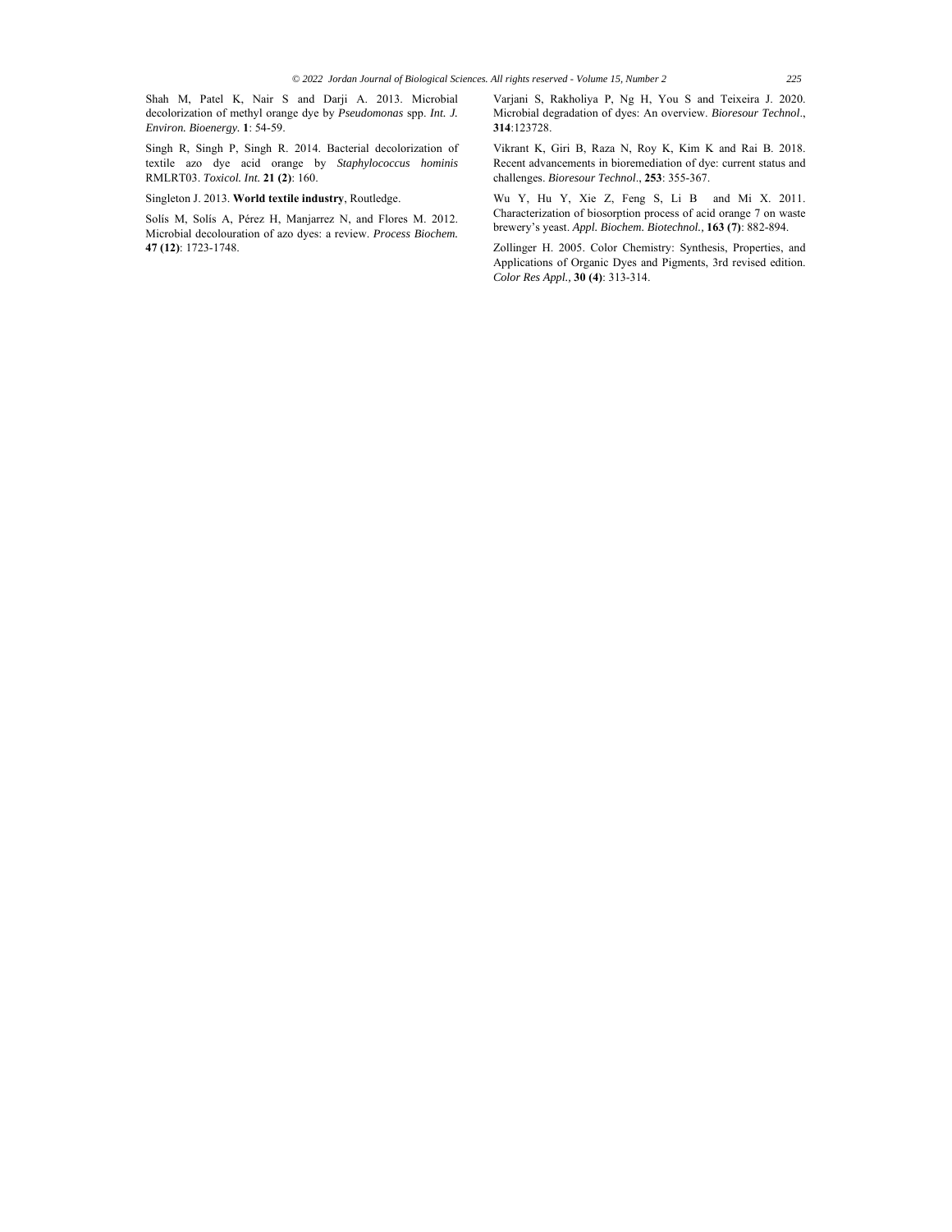Shah M, Patel K, Nair S and Darji A. 2013. Microbial decolorization of methyl orange dye by *Pseudomonas* spp. *Int. J. Environ. Bioenergy.* **1**: 54-59.

Singh R, Singh P, Singh R. 2014. Bacterial decolorization of textile azo dye acid orange by *Staphylococcus hominis* RMLRT03. *Toxicol. Int.* **21 (2)**: 160.

Singleton J. 2013. **World textile industry**, Routledge.

Solís M, Solís A, Pérez H, Manjarrez N, and Flores M. 2012. Microbial decolouration of azo dyes: a review. *Process Biochem.* **47 (12)**: 1723-1748.

Varjani S, Rakholiya P, Ng H, You S and Teixeira J. 2020. Microbial degradation of dyes: An overview. *Bioresour Technol*., **314**:123728.

Vikrant K, Giri B, Raza N, Roy K, Kim K and Rai B. 2018. Recent advancements in bioremediation of dye: current status and challenges. *Bioresour Technol*., **253**: 355-367.

Wu Y, Hu Y, Xie Z, Feng S, Li B and Mi X. 2011. Characterization of biosorption process of acid orange 7 on waste brewery's yeast. *Appl. Biochem. Biotechnol.*, **163 (7)**: 882-894.

Zollinger H. 2005. Color Chemistry: Synthesis, Properties, and Applications of Organic Dyes and Pigments, 3rd revised edition. *Color Res Appl.*, **30 (4)**: 313-314.